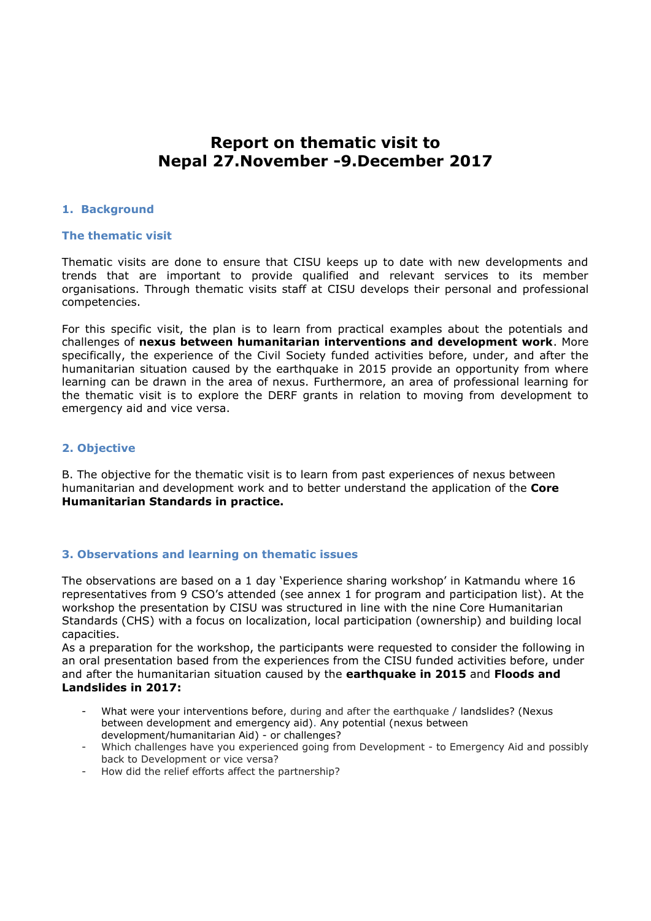# Report on thematic visit to Nepal 27.November -9.December 2017

## 1. Background

### The thematic visit

Thematic visits are done to ensure that CISU keeps up to date with new developments and trends that are important to provide qualified and relevant services to its member organisations. Through thematic visits staff at CISU develops their personal and professional competencies.

For this specific visit, the plan is to learn from practical examples about the potentials and challenges of **nexus between humanitarian interventions and development work**. More specifically, the experience of the Civil Society funded activities before, under, and after the humanitarian situation caused by the earthquake in 2015 provide an opportunity from where learning can be drawn in the area of nexus. Furthermore, an area of professional learning for the thematic visit is to explore the DERF grants in relation to moving from development to emergency aid and vice versa.

## 2. Objective

B. The objective for the thematic visit is to learn from past experiences of nexus between humanitarian and development work and to better understand the application of the **Core Humanitarian Standards in practice.**

## 3. Observations and learning on thematic issues

The observations are based on a 1 day 'Experience sharing workshop' in Katmandu where 16 representatives from 9 CSO's attended (see annex 1 for program and participation list). At the workshop the presentation by CISU was structured in line with the nine Core Humanitarian Standards (CHS) with a focus on localization, local participation (ownership) and building local capacities.
As a preparation for the workshop, the participants were requested to consider the following in an oral presentation based from the experiences from the CISU funded activities before, under and after the humanitarian situation caused by the **earthquake in 2015** and **Floods and Landslides in 2017:**

- What were your interventions before, during and after the earthquake / landslides? (Nexus between development and emergency aid). Any potential (nexus between development/humanitarian Aid) - or challenges?
- Which challenges have you experienced going from Development - to Emergency Aid and possibly back to Development or vice versa?
- How did the relief efforts affect the partnership?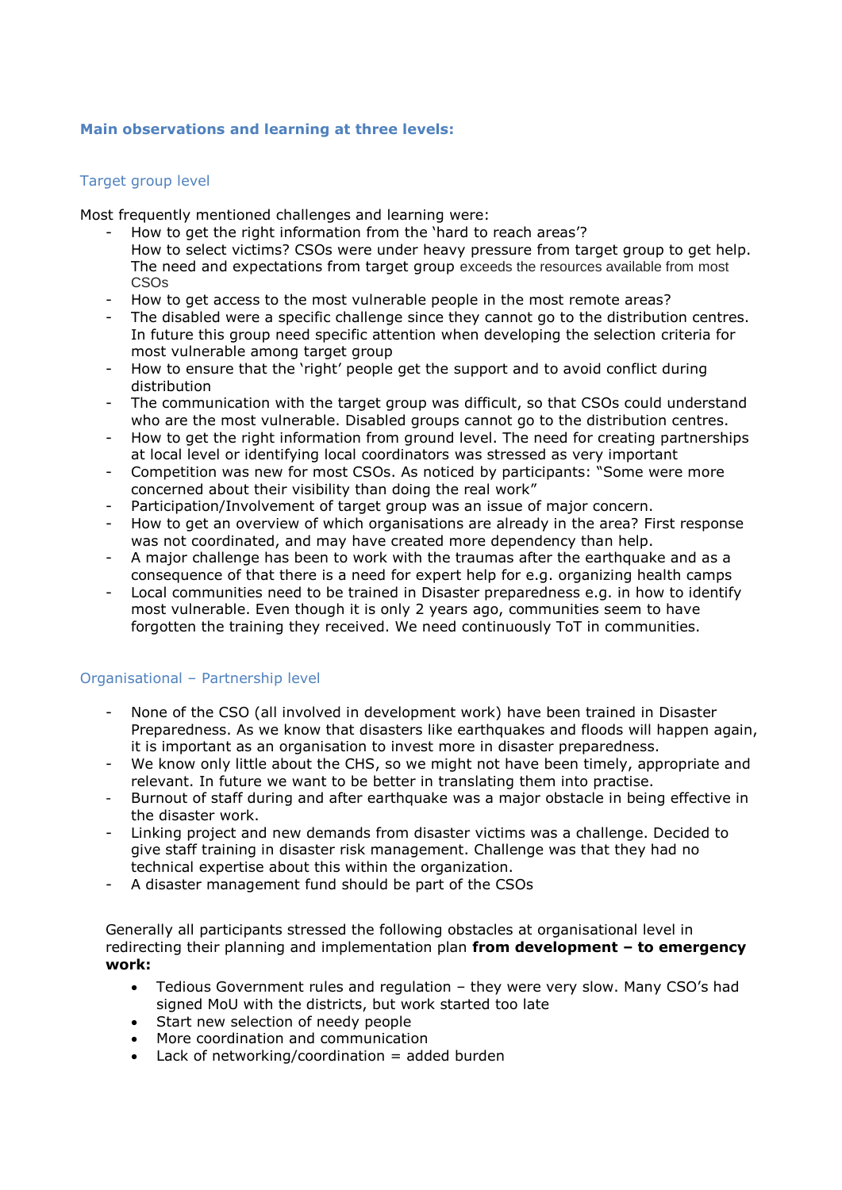### Main observations and learning at three levels:

#### Target group level

Most frequently mentioned challenges and learning were:

- How to get the right information from the 'hard to reach areas'?
  How to select victims? CSOs were under heavy pressure from target group to get help. The need and expectations from target group exceeds the resources available from most CSOs
- How to get access to the most vulnerable people in the most remote areas?
- The disabled were a specific challenge since they cannot go to the distribution centres. In future this group need specific attention when developing the selection criteria for most vulnerable among target group
- How to ensure that the 'right' people get the support and to avoid conflict during distribution
- The communication with the target group was difficult, so that CSOs could understand who are the most vulnerable. Disabled groups cannot go to the distribution centres.
- How to get the right information from ground level. The need for creating partnerships at local level or identifying local coordinators was stressed as very important
- Competition was new for most CSOs. As noticed by participants: "Some were more concerned about their visibility than doing the real work"
- Participation/Involvement of target group was an issue of major concern.
- How to get an overview of which organisations are already in the area? First response was not coordinated, and may have created more dependency than help.
- A major challenge has been to work with the traumas after the earthquake and as a consequence of that there is a need for expert help for e.g. organizing health camps
- Local communities need to be trained in Disaster preparedness e.g. in how to identify most vulnerable. Even though it is only 2 years ago, communities seem to have forgotten the training they received. We need continuously ToT in communities.

#### Organisational – Partnership level

- None of the CSO (all involved in development work) have been trained in Disaster Preparedness. As we know that disasters like earthquakes and floods will happen again, it is important as an organisation to invest more in disaster preparedness.
- We know only little about the CHS, so we might not have been timely, appropriate and relevant. In future we want to be better in translating them into practise.
- Burnout of staff during and after earthquake was a major obstacle in being effective in the disaster work.
- Linking project and new demands from disaster victims was a challenge. Decided to give staff training in disaster risk management. Challenge was that they had no technical expertise about this within the organization.
- A disaster management fund should be part of the CSOs

Generally all participants stressed the following obstacles at organisational level in redirecting their planning and implementation plan **from development – to emergency work:**

- Tedious Government rules and regulation – they were very slow. Many CSO's had signed MoU with the districts, but work started too late
- Start new selection of needy people
- More coordination and communication
- Lack of networking/coordination = added burden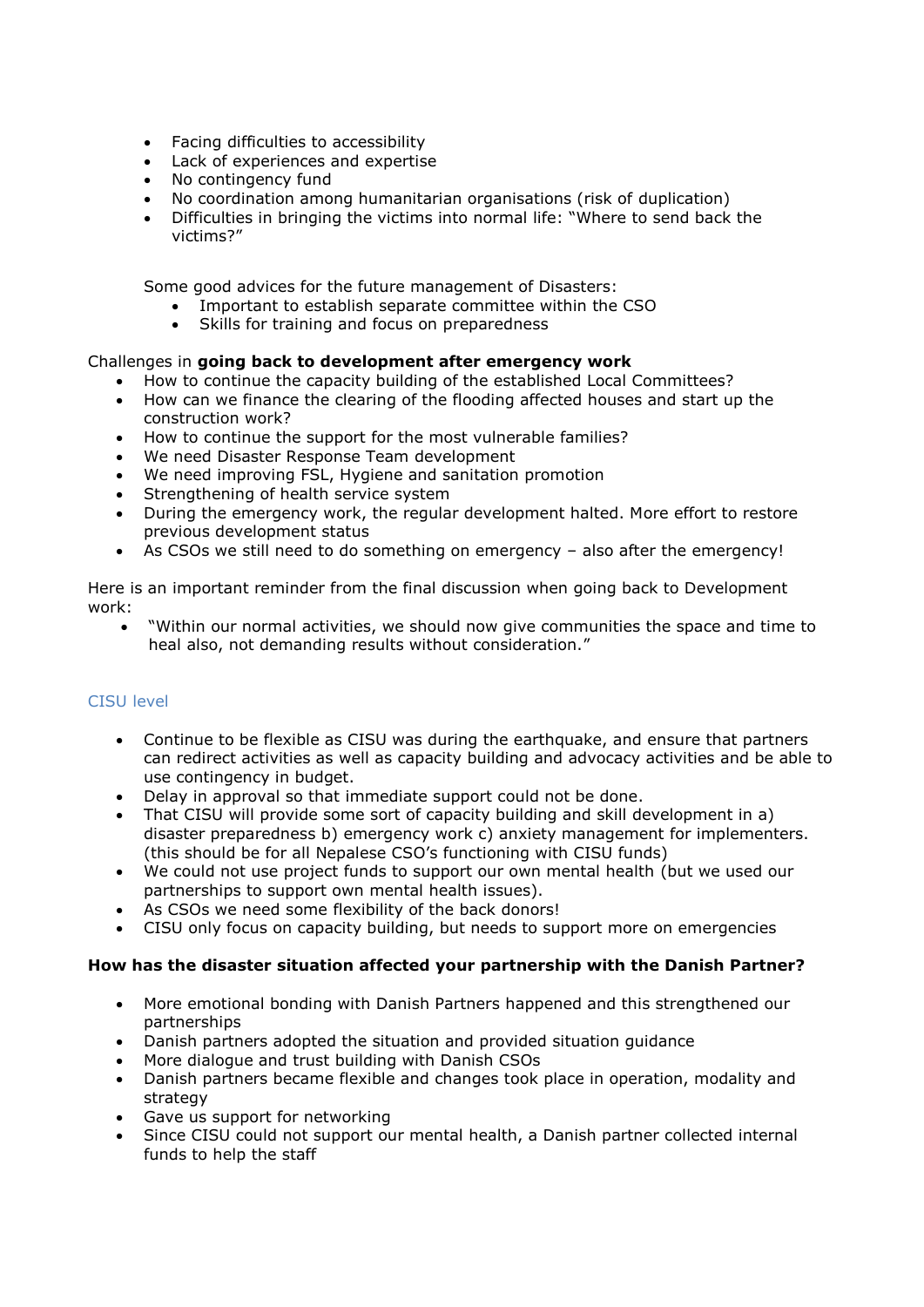- Facing difficulties to accessibility
- Lack of experiences and expertise
- No contingency fund
- No coordination among humanitarian organisations (risk of duplication)
- Difficulties in bringing the victims into normal life: "Where to send back the victims?"

Some good advices for the future management of Disasters:

- Important to establish separate committee within the CSO
- Skills for training and focus on preparedness

Challenges in **going back to development after emergency work**

- How to continue the capacity building of the established Local Committees?
- How can we finance the clearing of the flooding affected houses and start up the construction work?
- How to continue the support for the most vulnerable families?
- We need Disaster Response Team development
- We need improving FSL, Hygiene and sanitation promotion
- Strengthening of health service system
- During the emergency work, the regular development halted. More effort to restore previous development status
- As CSOs we still need to do something on emergency – also after the emergency!

Here is an important reminder from the final discussion when going back to Development work:

- "Within our normal activities, we should now give communities the space and time to heal also, not demanding results without consideration."

### CISU level

- Continue to be flexible as CISU was during the earthquake, and ensure that partners can redirect activities as well as capacity building and advocacy activities and be able to use contingency in budget.
- Delay in approval so that immediate support could not be done.
- That CISU will provide some sort of capacity building and skill development in a) disaster preparedness b) emergency work c) anxiety management for implementers. (this should be for all Nepalese CSO's functioning with CISU funds)
- We could not use project funds to support our own mental health (but we used our partnerships to support own mental health issues).
- As CSOs we need some flexibility of the back donors!
- CISU only focus on capacity building, but needs to support more on emergencies

**How has the disaster situation affected your partnership with the Danish Partner?**

- More emotional bonding with Danish Partners happened and this strengthened our partnerships
- Danish partners adopted the situation and provided situation guidance
- More dialogue and trust building with Danish CSOs
- Danish partners became flexible and changes took place in operation, modality and strategy
- Gave us support for networking
- Since CISU could not support our mental health, a Danish partner collected internal funds to help the staff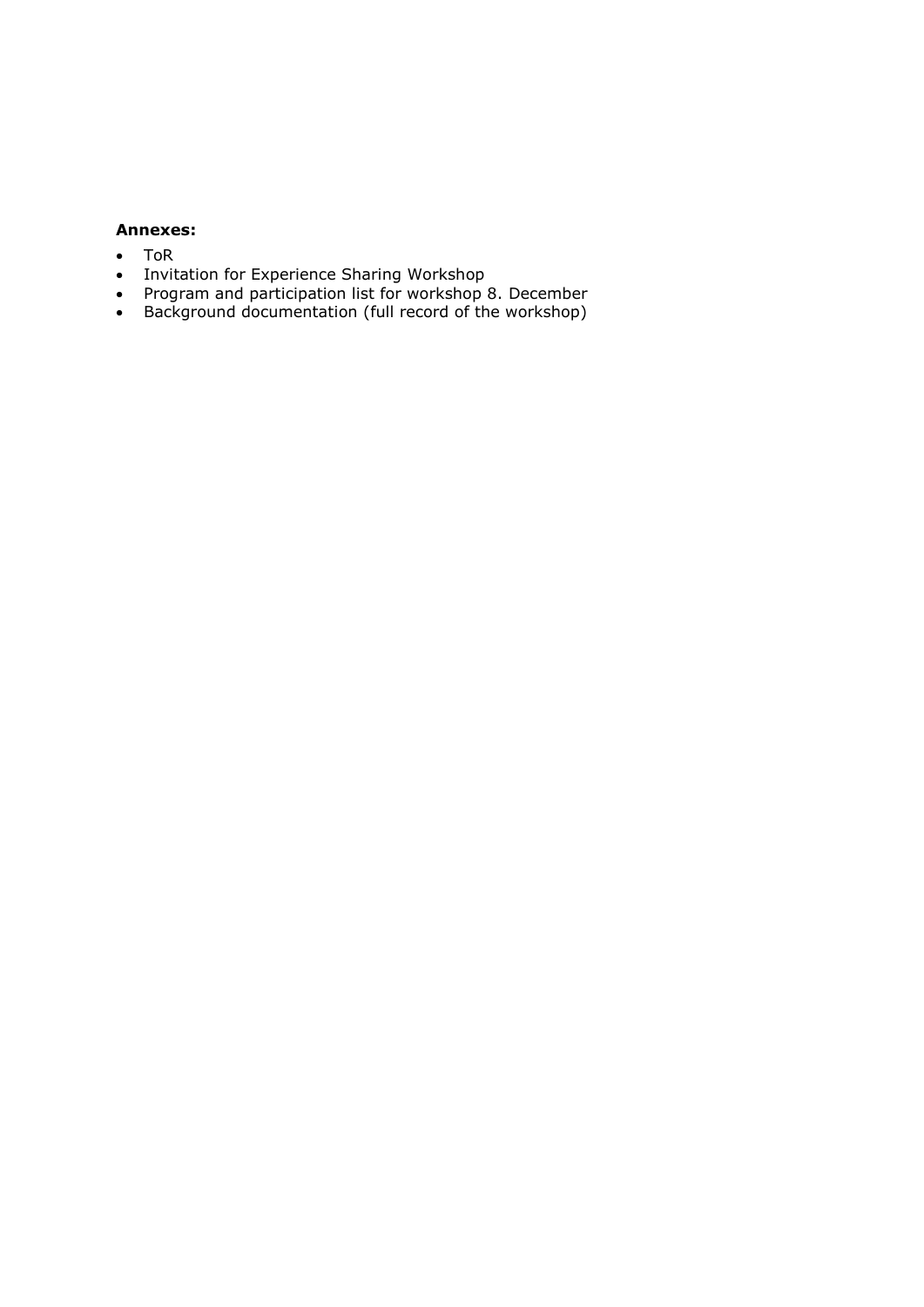**Annexes:**

- ToR
- Invitation for Experience Sharing Workshop
- Program and participation list for workshop 8. December
- Background documentation (full record of the workshop)